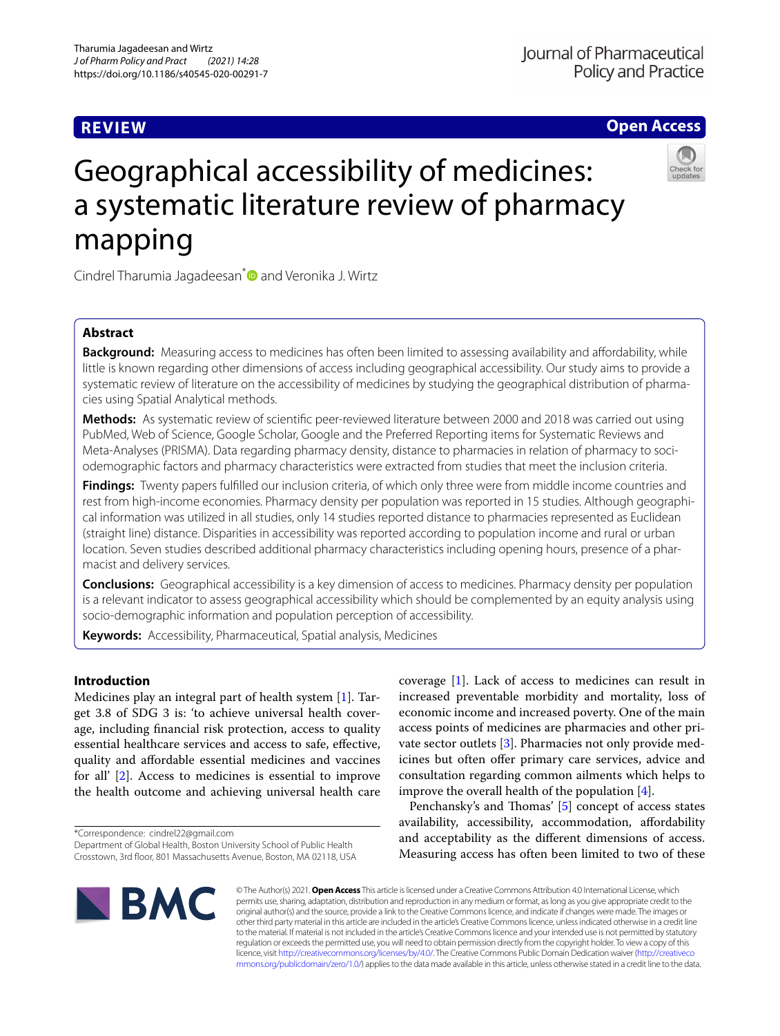**REVIEW** **Open Access**

# Geographical accessibility of medicines: a systematic literature review of pharmacy mapping

Cindrel Tharumia Jagadeesan* and Veronika J. Wirtz

## Abstract

**Background:** Measuring access to medicines has often been limited to assessing availability and affordability, while little is known regarding other dimensions of access including geographical accessibility. Our study aims to provide a systematic review of literature on the accessibility of medicines by studying the geographical distribution of pharmacies using Spatial Analytical methods.

**Methods:** As systematic review of scientific peer-reviewed literature between 2000 and 2018 was carried out using PubMed, Web of Science, Google Scholar, Google and the Preferred Reporting items for Systematic Reviews and Meta-Analyses (PRISMA). Data regarding pharmacy density, distance to pharmacies in relation of pharmacy to sociodemographic factors and pharmacy characteristics were extracted from studies that meet the inclusion criteria.

**Findings:** Twenty papers fulfilled our inclusion criteria, of which only three were from middle income countries and rest from high-income economies. Pharmacy density per population was reported in 15 studies. Although geographical information was utilized in all studies, only 14 studies reported distance to pharmacies represented as Euclidean (straight line) distance. Disparities in accessibility was reported according to population income and rural or urban location. Seven studies described additional pharmacy characteristics including opening hours, presence of a pharmacist and delivery services.

**Conclusions:** Geographical accessibility is a key dimension of access to medicines. Pharmacy density per population is a relevant indicator to assess geographical accessibility which should be complemented by an equity analysis using socio-demographic information and population perception of accessibility.

**Keywords:** Accessibility, Pharmaceutical, Spatial analysis, Medicines

## Introduction

Medicines play an integral part of health system [1]. Target 3.8 of SDG 3 is: 'to achieve universal health coverage, including financial risk protection, access to quality essential healthcare services and access to safe, effective, quality and affordable essential medicines and vaccines for all' [2]. Access to medicines is essential to improve the health outcome and achieving universal health care coverage [1]. Lack of access to medicines can result in increased preventable morbidity and mortality, loss of economic income and increased poverty. One of the main access points of medicines are pharmacies and other private sector outlets [3]. Pharmacies not only provide medicines but often offer primary care services, advice and consultation regarding common ailments which helps to improve the overall health of the population [4].

Penchansky's and Thomas' [5] concept of access states availability, accessibility, accommodation, affordability and acceptability as the different dimensions of access. Measuring access has often been limited to two of these

*Correspondence: cindrel22@gmail.com
Department of Global Health, Boston University School of Public Health Crosstown, 3rd floor, 801 Massachusetts Avenue, Boston, MA 02118, USA

© The Author(s) 2021. **Open Access** This article is licensed under a Creative Commons Attribution 4.0 International License, which permits use, sharing, adaptation, distribution and reproduction in any medium or format, as long as you give appropriate credit to the original author(s) and the source, provide a link to the Creative Commons licence, and indicate if changes were made. The images or other third party material in this article are included in the article's Creative Commons licence, unless indicated otherwise in a credit line to the material. If material is not included in the article's Creative Commons licence and your intended use is not permitted by statutory regulation or exceeds the permitted use, you will need to obtain permission directly from the copyright holder. To view a copy of this licence, visit http://creativecommons.org/licenses/by/4.0/. The Creative Commons Public Domain Dedication waiver (http://creativecommons.org/publicdomain/zero/1.0/) applies to the data made available in this article, unless otherwise stated in a credit line to the data.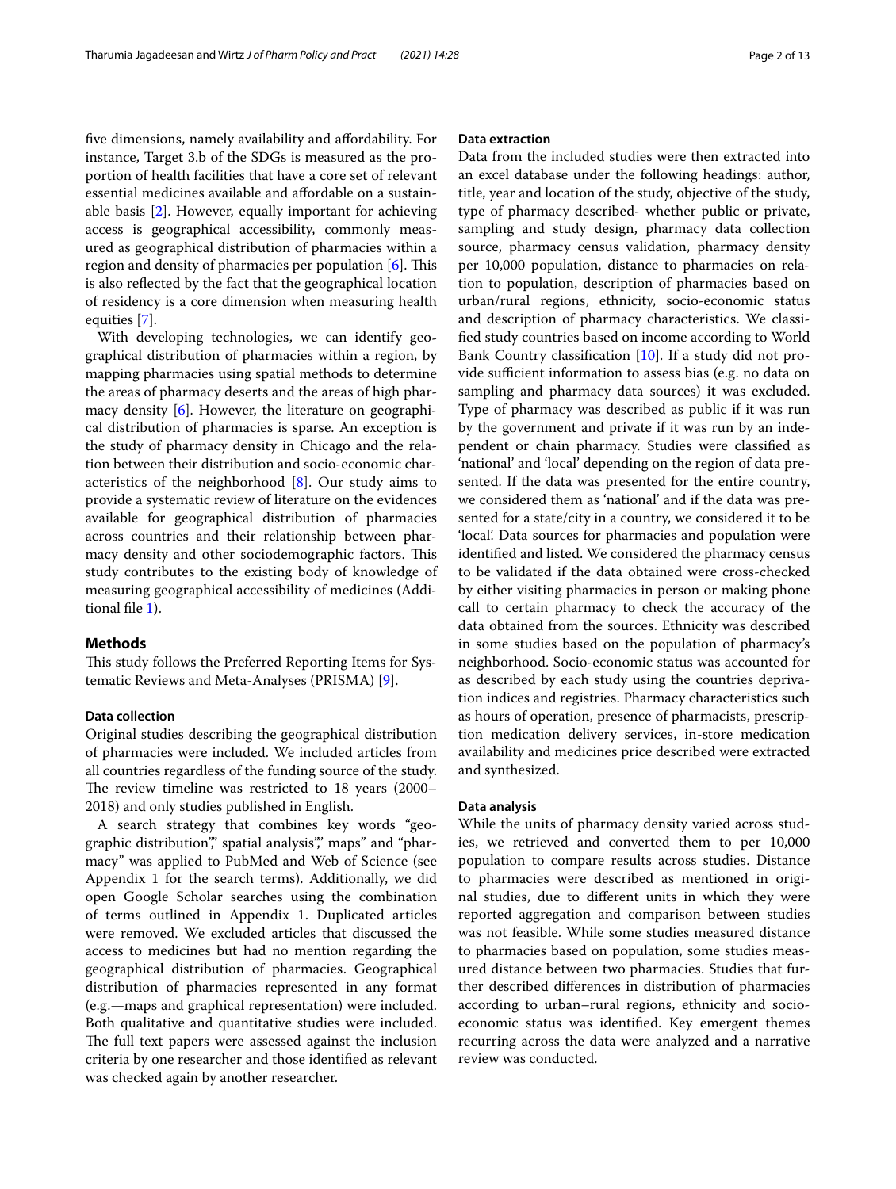five dimensions, namely availability and affordability. For instance, Target 3.b of the SDGs is measured as the proportion of health facilities that have a core set of relevant essential medicines available and affordable on a sustainable basis [2]. However, equally important for achieving access is geographical accessibility, commonly measured as geographical distribution of pharmacies within a region and density of pharmacies per population [6]. This is also reflected by the fact that the geographical location of residency is a core dimension when measuring health equities [7].

With developing technologies, we can identify geographical distribution of pharmacies within a region, by mapping pharmacies using spatial methods to determine the areas of pharmacy deserts and the areas of high pharmacy density [6]. However, the literature on geographical distribution of pharmacies is sparse. An exception is the study of pharmacy density in Chicago and the relation between their distribution and socio-economic characteristics of the neighborhood [8]. Our study aims to provide a systematic review of literature on the evidences available for geographical distribution of pharmacies across countries and their relationship between pharmacy density and other sociodemographic factors. This study contributes to the existing body of knowledge of measuring geographical accessibility of medicines (Additional file 1).

## Methods

This study follows the Preferred Reporting Items for Systematic Reviews and Meta-Analyses (PRISMA) [9].

### Data collection

Original studies describing the geographical distribution of pharmacies were included. We included articles from all countries regardless of the funding source of the study. The review timeline was restricted to 18 years (2000–2018) and only studies published in English.

A search strategy that combines key words "geographic distribution"," spatial analysis"," maps" and "pharmacy" was applied to PubMed and Web of Science (see Appendix 1 for the search terms). Additionally, we did open Google Scholar searches using the combination of terms outlined in Appendix 1. Duplicated articles were removed. We excluded articles that discussed the access to medicines but had no mention regarding the geographical distribution of pharmacies. Geographical distribution of pharmacies represented in any format (e.g.—maps and graphical representation) were included. Both qualitative and quantitative studies were included. The full text papers were assessed against the inclusion criteria by one researcher and those identified as relevant was checked again by another researcher.

### Data extraction

Data from the included studies were then extracted into an excel database under the following headings: author, title, year and location of the study, objective of the study, type of pharmacy described- whether public or private, sampling and study design, pharmacy data collection source, pharmacy census validation, pharmacy density per 10,000 population, distance to pharmacies on relation to population, description of pharmacies based on urban/rural regions, ethnicity, socio-economic status and description of pharmacy characteristics. We classified study countries based on income according to World Bank Country classification [10]. If a study did not provide sufficient information to assess bias (e.g. no data on sampling and pharmacy data sources) it was excluded. Type of pharmacy was described as public if it was run by the government and private if it was run by an independent or chain pharmacy. Studies were classified as 'national' and 'local' depending on the region of data presented. If the data was presented for the entire country, we considered them as 'national' and if the data was presented for a state/city in a country, we considered it to be 'local'. Data sources for pharmacies and population were identified and listed. We considered the pharmacy census to be validated if the data obtained were cross-checked by either visiting pharmacies in person or making phone call to certain pharmacy to check the accuracy of the data obtained from the sources. Ethnicity was described in some studies based on the population of pharmacy's neighborhood. Socio-economic status was accounted for as described by each study using the countries deprivation indices and registries. Pharmacy characteristics such as hours of operation, presence of pharmacists, prescription medication delivery services, in-store medication availability and medicines price described were extracted and synthesized.

### Data analysis

While the units of pharmacy density varied across studies, we retrieved and converted them to per 10,000 population to compare results across studies. Distance to pharmacies were described as mentioned in original studies, due to different units in which they were reported aggregation and comparison between studies was not feasible. While some studies measured distance to pharmacies based on population, some studies measured distance between two pharmacies. Studies that further described differences in distribution of pharmacies according to urban–rural regions, ethnicity and socio-economic status was identified. Key emergent themes recurring across the data were analyzed and a narrative review was conducted.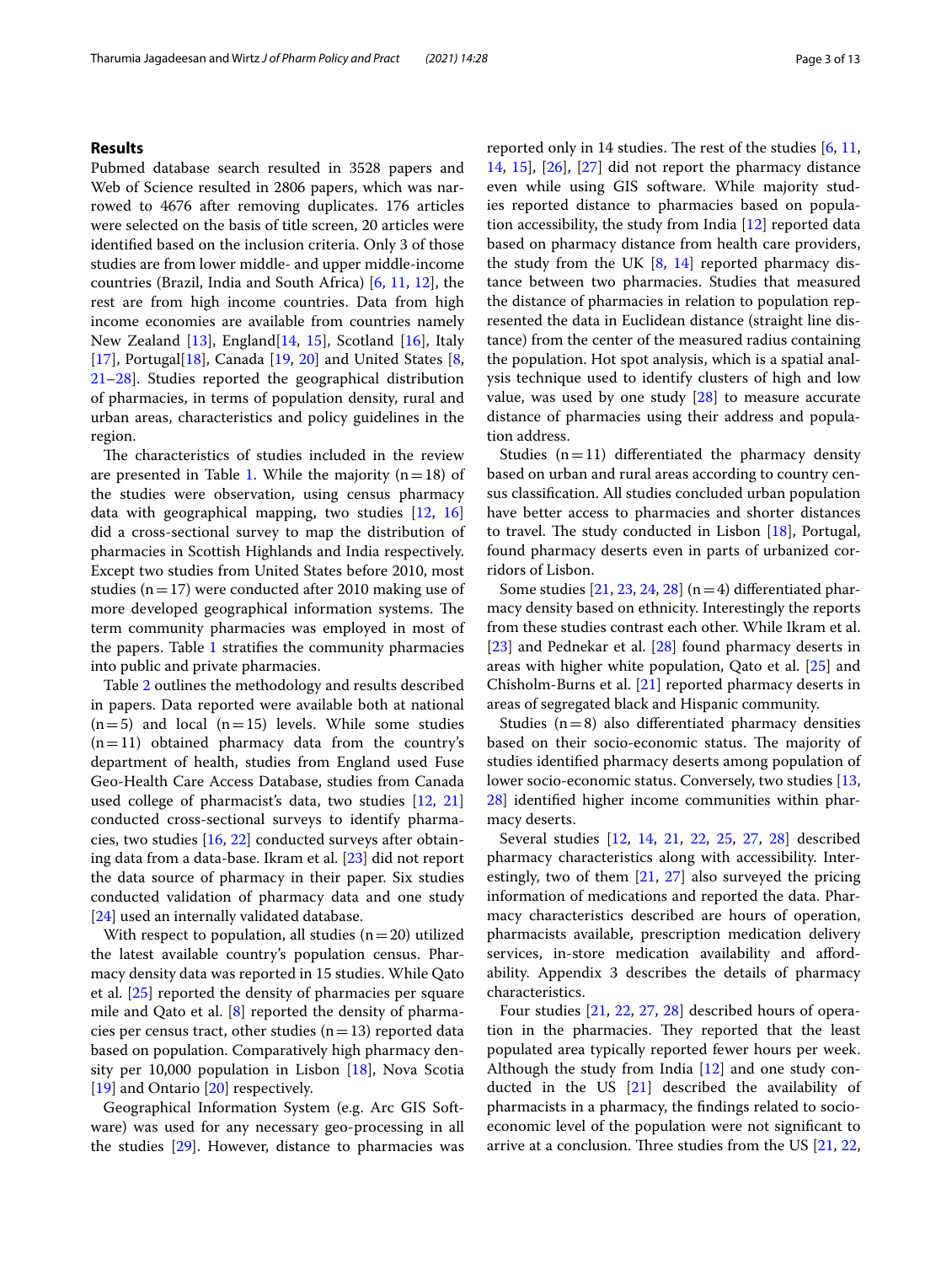## Results

Pubmed database search resulted in 3528 papers and Web of Science resulted in 2806 papers, which was narrowed to 4676 after removing duplicates. 176 articles were selected on the basis of title screen, 20 articles were identified based on the inclusion criteria. Only 3 of those studies are from lower middle- and upper middle-income countries (Brazil, India and South Africa) [6, 11, 12], the rest are from high income countries. Data from high income economies are available from countries namely New Zealand [13], England[14, 15], Scotland [16], Italy [17], Portugal[18], Canada [19, 20] and United States [8, 21–28]. Studies reported the geographical distribution of pharmacies, in terms of population density, rural and urban areas, characteristics and policy guidelines in the region.

The characteristics of studies included in the review are presented in Table 1. While the majority (n = 18) of the studies were observation, using census pharmacy data with geographical mapping, two studies [12, 16] did a cross-sectional survey to map the distribution of pharmacies in Scottish Highlands and India respectively. Except two studies from United States before 2010, most studies (n = 17) were conducted after 2010 making use of more developed geographical information systems. The term community pharmacies was employed in most of the papers. Table 1 stratifies the community pharmacies into public and private pharmacies.

Table 2 outlines the methodology and results described in papers. Data reported were available both at national (n = 5) and local (n = 15) levels. While some studies (n = 11) obtained pharmacy data from the country's department of health, studies from England used Fuse Geo-Health Care Access Database, studies from Canada used college of pharmacist's data, two studies [12, 21] conducted cross-sectional surveys to identify pharmacies, two studies [16, 22] conducted surveys after obtaining data from a data-base. Ikram et al. [23] did not report the data source of pharmacy in their paper. Six studies conducted validation of pharmacy data and one study [24] used an internally validated database.

With respect to population, all studies (n = 20) utilized the latest available country's population census. Pharmacy density data was reported in 15 studies. While Qato et al. [25] reported the density of pharmacies per square mile and Qato et al. [8] reported the density of pharmacies per census tract, other studies (n = 13) reported data based on population. Comparatively high pharmacy density per 10,000 population in Lisbon [18], Nova Scotia [19] and Ontario [20] respectively.

Geographical Information System (e.g. Arc GIS Software) was used for any necessary geo-processing in all the studies [29]. However, distance to pharmacies was reported only in 14 studies. The rest of the studies [6, 11, 14, 15], [26], [27] did not report the pharmacy distance even while using GIS software. While majority studies reported distance to pharmacies based on population accessibility, the study from India [12] reported data based on pharmacy distance from health care providers, the study from the UK [8, 14] reported pharmacy distance between two pharmacies. Studies that measured the distance of pharmacies in relation to population represented the data in Euclidean distance (straight line distance) from the center of the measured radius containing the population. Hot spot analysis, which is a spatial analysis technique used to identify clusters of high and low value, was used by one study [28] to measure accurate distance of pharmacies using their address and population address.

Studies (n = 11) differentiated the pharmacy density based on urban and rural areas according to country census classification. All studies concluded urban population have better access to pharmacies and shorter distances to travel. The study conducted in Lisbon [18], Portugal, found pharmacy deserts even in parts of urbanized corridors of Lisbon.

Some studies [21, 23, 24, 28] (n = 4) differentiated pharmacy density based on ethnicity. Interestingly the reports from these studies contrast each other. While Ikram et al. [23] and Pednekar et al. [28] found pharmacy deserts in areas with higher white population, Qato et al. [25] and Chisholm-Burns et al. [21] reported pharmacy deserts in areas of segregated black and Hispanic community.

Studies (n = 8) also differentiated pharmacy densities based on their socio-economic status. The majority of studies identified pharmacy deserts among population of lower socio-economic status. Conversely, two studies [13, 28] identified higher income communities within pharmacy deserts.

Several studies [12, 14, 21, 22, 25, 27, 28] described pharmacy characteristics along with accessibility. Interestingly, two of them [21, 27] also surveyed the pricing information of medications and reported the data. Pharmacy characteristics described are hours of operation, pharmacists available, prescription medication delivery services, in-store medication availability and affordability. Appendix 3 describes the details of pharmacy characteristics.

Four studies [21, 22, 27, 28] described hours of operation in the pharmacies. They reported that the least populated area typically reported fewer hours per week. Although the study from India [12] and one study conducted in the US [21] described the availability of pharmacists in a pharmacy, the findings related to socio-economic level of the population were not significant to arrive at a conclusion. Three studies from the US [21, 22,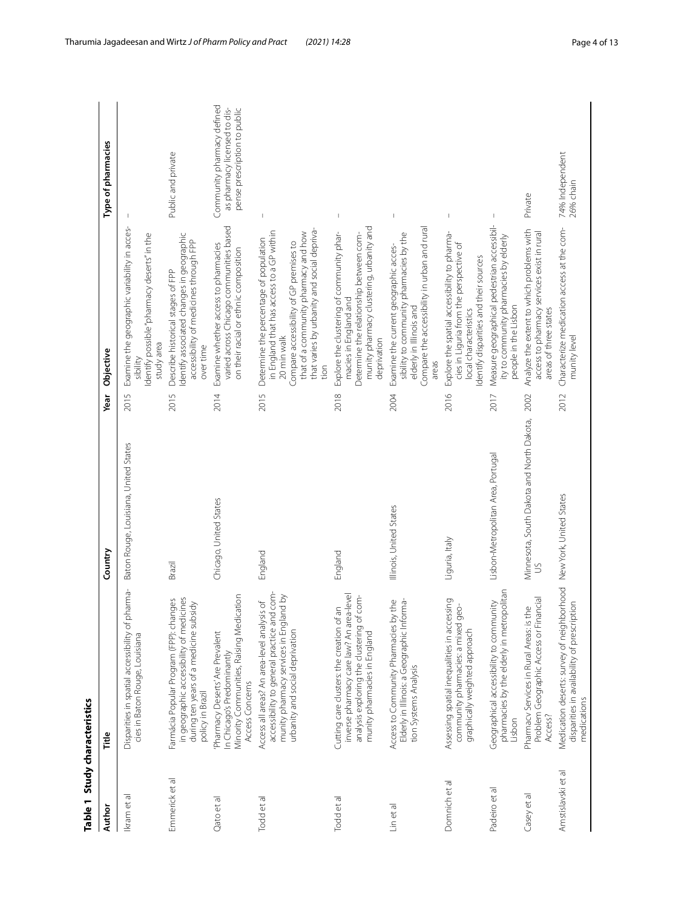**Table 1 Study characteristics**

| Author | Title | Country | Year | Objective | Type of pharmacies |
|---|---|---|---|---|---|
| Ikram et al | Disparities in spatial accessibility of pharmacies in Baton Rouge, Louisiana | Baton Rouge, Louisiana, United States | 2015 | Examine the geographic variability in accessibility<br>Identify possible "pharmacy deserts" in the study area | – |
| Emmerick et al | Farmácia Popular Program (FPP): changes in geographic accessibility of medicines during ten years of a medicine subsidy policy in Brazil | Brazil | 2015 | Describe historical stages of FPP<br>Identify associated changes in geographic accessibility of medicines through FPP over time | Public and private |
| Qato et al | 'Pharmacy Deserts' Are Prevalent In Chicago's Predominantly Minority Communities, Raising Medication Access Concerns | Chicago, United States | 2014 | Examine whether access to pharmacies varied across Chicago communities based on their racial or ethnic composition | Community pharmacy defined as pharmacy licensed to dispense prescription to public |
| Todd et al | Access all areas? An area-level analysis of accessibility to general practice and community pharmacy services in England by urbanity and social deprivation | England | 2015 | Determine the percentage of population in England that has access to a GP within 20 min walk<br>Compare accessibility of GP premises to that of a community pharmacy and how that varies by urbanity and social deprivation | – |
| Todd et al | Cutting care clusters: the creation of an inverse pharmacy care law? An area-level analysis exploring the clustering of community pharmacies in England | England | 2018 | Explore the clustering of community pharmacies in England and<br>Determine the relationship between community pharmacy clustering, urbanity and deprivation | – |
| Lin et al | Access to Community Pharmacies by the Elderly in Illinois: a Geographic Information Systems Analysis | Illinois, United States | 2004 | Examine the current geographic accessibility to community pharmacies by the elderly in Illinois and<br>Compare the accessibility in urban and rural areas | – |
| Domnich et al | Assessing spatial inequalities in accessing community pharmacies: a mixed geographically weighted approach | Liguria, Italy | 2016 | Explore the spatial accessibility to pharmacies in Liguria from the perspective of local characteristics<br>Identify disparities and their sources | – |
| Padeiro et al | Geographical accessibility to community pharmacies by the elderly in metropolitan Lisbon | Lisbon-Metropolitan Area, Portugal | 2017 | Measure geographical pedestrian accessibility to community pharmacies by elderly people in the Lisbon | – |
| Casey et al | Pharmacy Services in Rural Areas: is the Problem Geographic Access or Financial Access? | Minnesota, South Dakota and North Dakota, US | 2002 | Analyze the extent to which problems with access to pharmacy services exist in rural areas of three states | Private |
| Amstislavski et al | Medication deserts: survey of neighborhood disparities in availability of prescription medications | New York, United States | 2012 | Characterize medication access at the community level | 74% Independent<br>26% chain |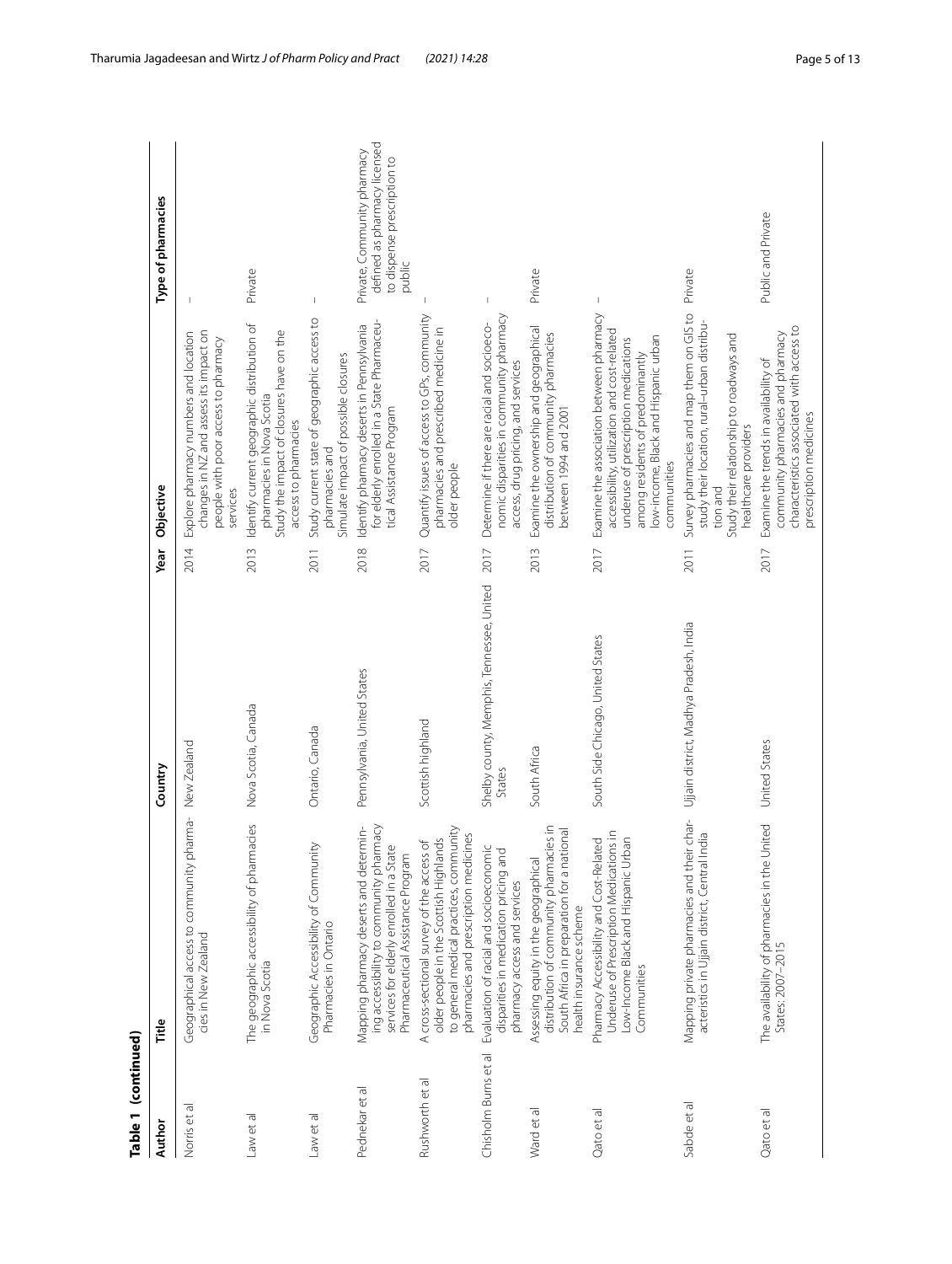**Table 1 (continued)**

| Author | Title | Country | Year | Objective | Type of pharmacies |
|---|---|---|---|---|---|
| Norris et al | Geographical access to community pharmacies in New Zealand | New Zealand | 2014 | Explore pharmacy numbers and location changes in NZ and assess its impact on people with poor access to pharmacy services | – |
| Law et al | The geographic accessibility of pharmacies in Nova Scotia | Nova Scotia, Canada | 2013 | Identify current geographic distribution of pharmacies in Nova Scotia<br>Study the impact of closures have on the access to pharmacies | Private |
| Law et al | Geographic Accessibility of Community Pharmacies in Ontario | Ontario, Canada | 2011 | Study current state of geographic access to pharmacies and<br>Simulate impact of possible closures | – |
| Pednekar et al | Mapping pharmacy deserts and determining accessibility to community pharmacy services for elderly enrolled in a State Pharmaceutical Assistance Program | Pennsylvania, United States | 2018 | Identify pharmacy deserts in Pennsylvania for elderly enrolled in a State Pharmaceutical Assistance Program | Private, Community pharmacy defined as pharmacy licensed to dispense prescription to public |
| Rushworth et al | A cross-sectional survey of the access of older people in the Scottish Highlands to general medical practices, community pharmacies and prescription medicines | Scottish highland | 2017 | Quantify issues of access to GPs, community pharmacies and prescribed medicine in older people | – |
| Chisholm Burns et al | Evaluation of racial and socioeconomic disparities in medication pricing and pharmacy access and services | Shelby county, Memphis, Tennessee, United States | 2017 | Determine if there are racial and socioeconomic disparities in community pharmacy access, drug pricing, and services | – |
| Ward et al | Assessing equity in the geographical distribution of community pharmacies in South Africa in preparation for a national health insurance scheme | South Africa | 2013 | Examine the ownership and geographical distribution of community pharmacies between 1994 and 2001 | Private |
| Qato et al | Pharmacy Accessibility and Cost-Related Underuse of Prescription Medications in Low-Income Black and Hispanic Urban Communities | South Side Chicago, United States | 2017 | Examine the association between pharmacy accessibility, utilization and cost-related underuse of prescription medications among residents of predominantly low-income, Black and Hispanic urban communities | – |
| Sabde et al | Mapping private pharmacies and their characteristics in Ujjain district, Central India | Ujjain district, Madhya Pradesh, India | 2011 | Survey pharmacies and map them on GIS to study their location, rural–urban distribution and<br>Study their relationship to roadways and healthcare providers | Private |
| Qato et al | The availability of pharmacies in the United States: 2007–2015 | United States | 2017 | Examine the trends in availability of community pharmacies and pharmacy characteristics associated with access to prescription medicines | Public and Private |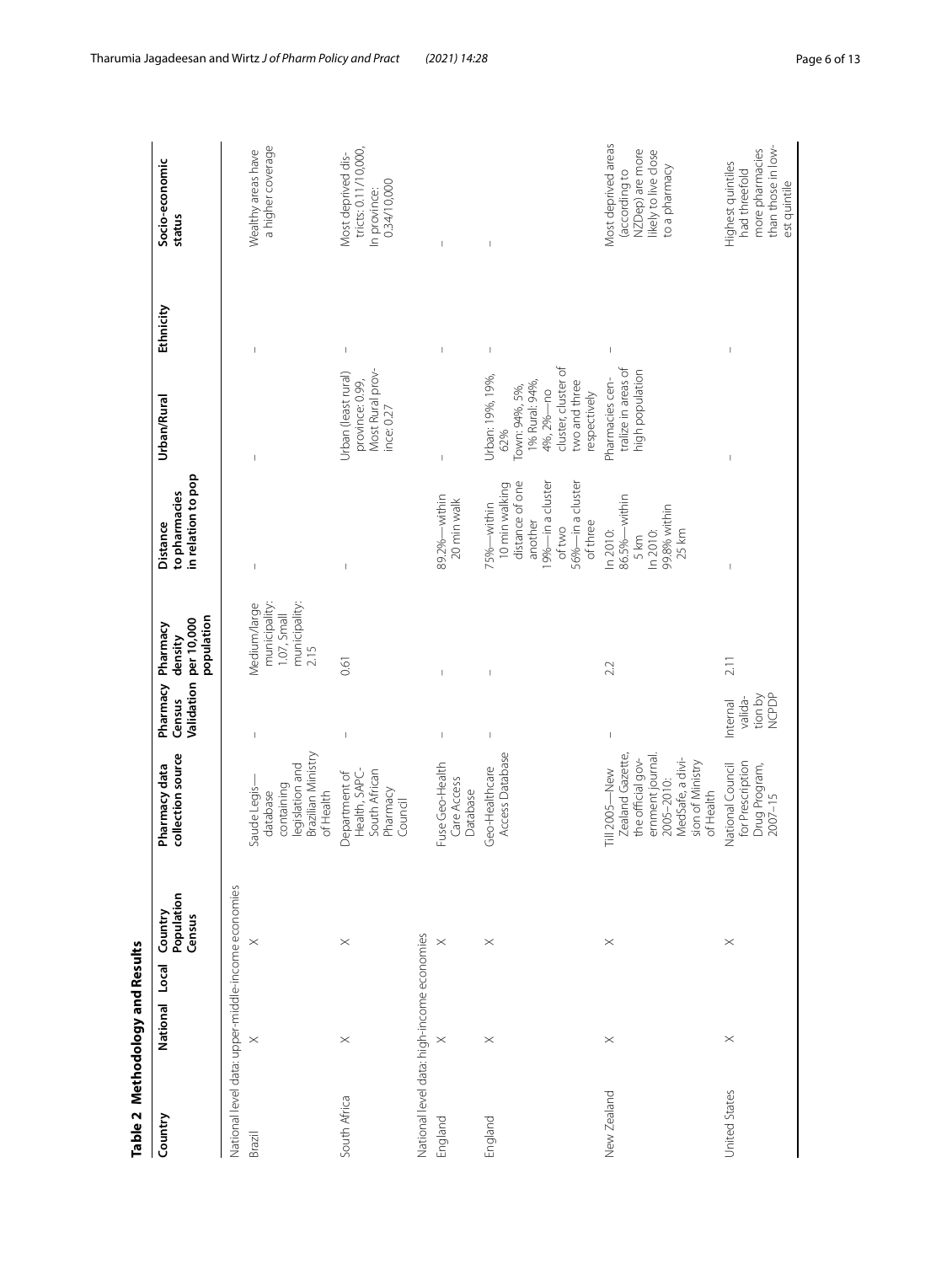**Table 2 Methodology and Results**

| Country | National | Local | Country Population Census | Pharmacy data collection source | Pharmacy Census Validation | Pharmacy density per 10,000 population | Distance to pharmacies in relation to pop | Urban/Rural | Ethnicity | Socio-economic status |
|---|---|---|---|---|---|---|---|---|---|---|
| National level data: upper-middle-income economies | | | | | | | | | | |
| Brazil | × | | × | Saude Legis—database containing legislation and Brazilian Ministry of Health | – | Medium/large municipality: 1.07, Small municipality: 2.15 | – | – | – | Wealthy areas have a higher coverage |
| South Africa | × | | × | Department of Health, SAPC-South African Pharmacy Council | – | 0.61 | – | Urban (least rural) province: 0.99, Most Rural province: 0.27 | – | Most deprived districts: 0.11/10,000, In province: 0.34/10,000 |
| National level data: high-income economies | | | | | | | | | | |
| England | × | | × | Fuse Geo-Health Care Access Database | – | – | 89.2%—within 20 min walk | – | – | – |
| England | × | | × | Geo-Healthcare Access Database | – | – | 75%—within 10 min walking distance of one another 19%—in a cluster of two 56%—in a cluster of three | Urban: 19%, 19%, 62% Town: 94%, 5%, 1% Rural: 94%, 4%, 2%—no cluster, cluster of two and three respectively | – | – |
| New Zealand | × | | × | Till 2005—New Zealand Gazette, the official government journal. 2005–2010: MedSafe, a division of Ministry of Health | – | 2.2 | In 2010: 86.5%—within 5 km In 2010: 99.8% within 25 km | Pharmacies centralize in areas of high population | – | Most deprived areas (according to NZDep) are more likely to live close to a pharmacy |
| United States | × | | × | National Council for Prescription Drug Program, 2007–15 | Internal validation by NCPDP | 2.11 | – | – | – | Highest quintiles had threefold more pharmacies than those in lowest quintile |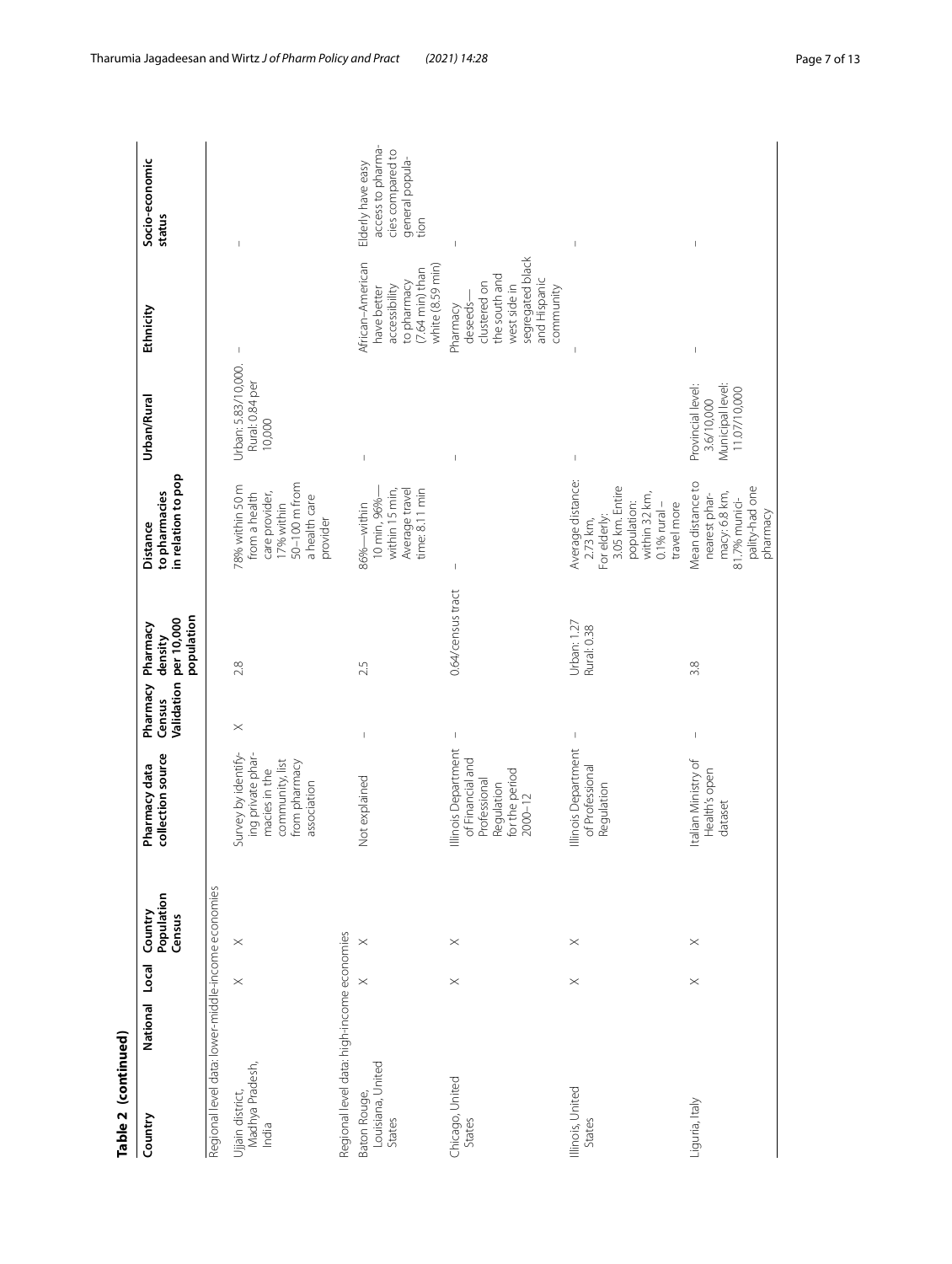**Table 2 (continued)**

| Country | National | Local | Country Population Census | Pharmacy data collection source | Pharmacy Census Validation | Pharmacy density per 10,000 population | Distance to pharmacies in relation to pop | Urban/Rural | Ethnicity | Socio-economic status |
|---|---|---|---|---|---|---|---|---|---|---|
| Regional level data: lower-middle-income economies | | | | | | | | | | |
| Ujjain district, Madhya Pradesh, India | | × | × | Survey by identifying private pharmacies in the community, list from pharmacy association | × | 2.8 | 78% within 50 m from a health care provider, 17% within 50–100 m from a health care provider | Urban: 5.83/10,000. Rural: 0.84 per 10,000 | – | – |
| Regional level data: high-income economies | | | | | | | | | | |
| Baton Rouge, Louisiana, United States | | × | × | Not explained | – | 2.5 | 86%—within 10 min, 96%—within 15 min, Average travel time: 8.11 min | – | African–American have better accessibility to pharmacy (7.64 min) than white (8.59 min) | Elderly have easy access to pharmacies compared to general population |
| Chicago, United States | | × | × | Illinois Department of Financial and Professional Regulation for the period 2000–12 | – | 0.64/census tract | – | – | Pharmacy deseeds—clustered on the south and west side in segregated black and Hispanic community | – |
| Illinois, United States | | × | × | Illinois Department of Professional Regulation | – | Urban: 1.27 Rural: 0.38 | Average distance: 2.73 km, For elderly: 3.05 km. Entire population: within 32 km, 0.1% rural – travel more | – | – | – |
| Liguria, Italy | | × | × | Italian Ministry of Health's open dataset | – | 3.8 | Mean distance to nearest pharmacy: 6.8 km, 81.7% municipality-had one pharmacy | Provincial level: 3.6/10,000 Municipal level: 11.07/10,000 | – | – |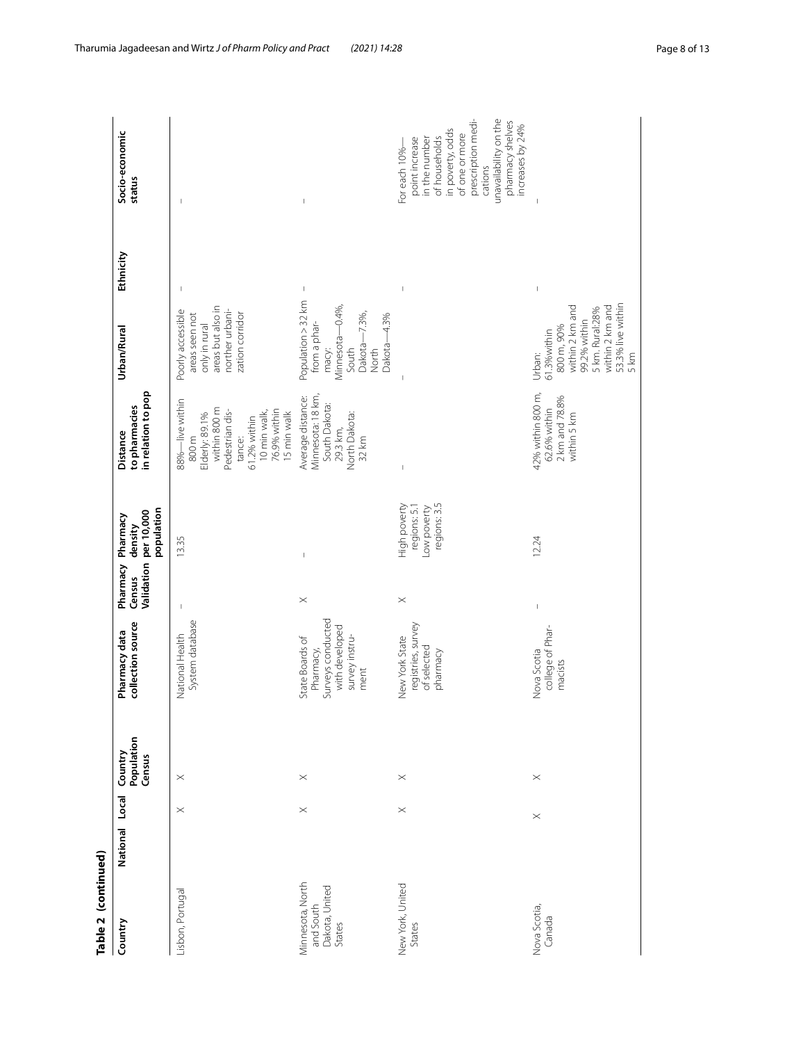**Table 2 (continued)**

| Country | National | Local | Country Population Census | Pharmacy data collection source | Pharmacy Census Validation | Pharmacy density per 10,000 population | Distance to pharmacies in relation to pop | Urban/Rural | Ethnicity | Socio-economic status |
|---|---|---|---|---|---|---|---|---|---|---|
| Lisbon, Portugal | | × | × | National Health System database | – | 13.35 | 88%—live within 800 m Elderly: 89.1% within 800 m Pedestrian distance: 61.2% within 10 min walk, 76.9% within 15 min walk | Poorly accessible areas seen not only in rural areas but also in norther urbanization corridor | – | – |
| Minnesota, North and South Dakota, United States | | × | × | State Boards of Pharmacy, Surveys conducted with developed survey instrument | × | – | Average distance: Minnesota: 18 km, South Dakota: 29.3 km, North Dakota: 32 km | Population > 32 km from a pharmacy: Minnesota—0.4%, South Dakota—7.3%, North Dakota—4.3% | – | – |
| New York, United States | | × | × | New York State registries, survey of selected pharmacy | × | High poverty regions: 5.1 Low poverty regions: 3.5 | – | – | – | For each 10%—point increase in the number of households in poverty, odds of one or more prescription medications unavailability on the pharmacy shelves increases by 24% |
| Nova Scotia, Canada | | × | × | Nova Scotia college of Pharmacists | – | 12.24 | 42% within 800 m, 62.6% within 2 km and 78.8% within 5 km | Urban: 61.3%within 800 m, 90% within 2 km and 99.2% within 5 km. Rural:28% within 2 km and 53.3% live within 5 km | – | – |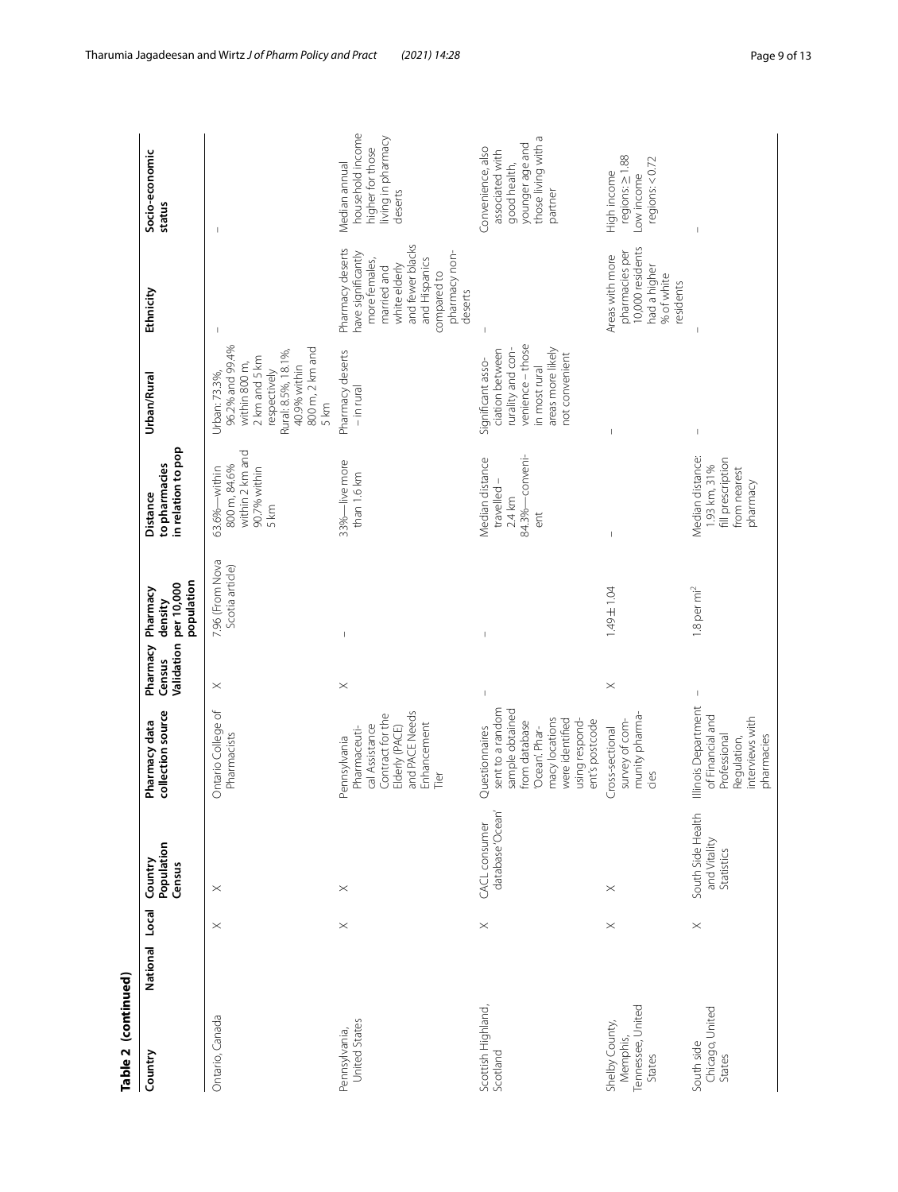**Table 2 (continued)**

| Country | National | Local | Country Population Census | Pharmacy data collection source | Pharmacy Census Validation | Pharmacy density per 10,000 population | Distance to pharmacies in relation to pop | Urban/Rural | Ethnicity | Socio-economic status |
|---|---|---|---|---|---|---|---|---|---|---|
| Ontario, Canada | | × | × | Ontario College of Pharmacists | × | 7.96 (From Nova Scotia article) | 63.6%—within 800 m, 84.6% within 2 km and 90.7% within 5 km | Urban: 73.3%, 96.2% and 99.4% within 800 m, 2 km and 5 km respectively Rural: 8.5%, 18.1%, 40.9% within 800 m, 2 km and 5 km | – | – |
| Pennsylvania, United States | | × | × | Pennsylvania Pharmaceutical Assistance Contract for the Elderly (PACE) and PACE Needs Enhancement Tier | × | – | 33%—live more than 1.6 km | Pharmacy deserts – in rural | Pharmacy deserts have significantly more females, married and white elderly and fewer blacks and Hispanics compared to pharmacy non-deserts | Median annual household income higher for those living in pharmacy deserts |
| Scottish Highland, Scotland | | × | CACL consumer database 'Ocean' | Questionnaires sent to a random sample obtained from database 'Ocean'. Pharmacy locations were identified using respondent's postcode | – | – | Median distance travelled – 2.4 km 84.3%—convenient | Significant association between rurality and convenience – those in most rural areas more likely not convenient | – | Convenience, also associated with good health, younger age and those living with a partner |
| Shelby County, Memphis, Tennessee, United States | | × | × | Cross-sectional survey of community pharmacies | × | 1.49 ± 1.04 | – | – | Areas with more pharmacies per 10,000 residents had a higher % of white residents | High income regions: ≥ 1.88 Low income regions: < 0.72 |
| South side Chicago, United States | | × | South Side Health and Vitality Statistics | Illinois Department of Financial and Professional Regulation, interviews with pharmacies | – | 1.8 per mi$^2$ | Median distance: 1.93 km, 31% fill prescription from nearest pharmacy | – | – | – |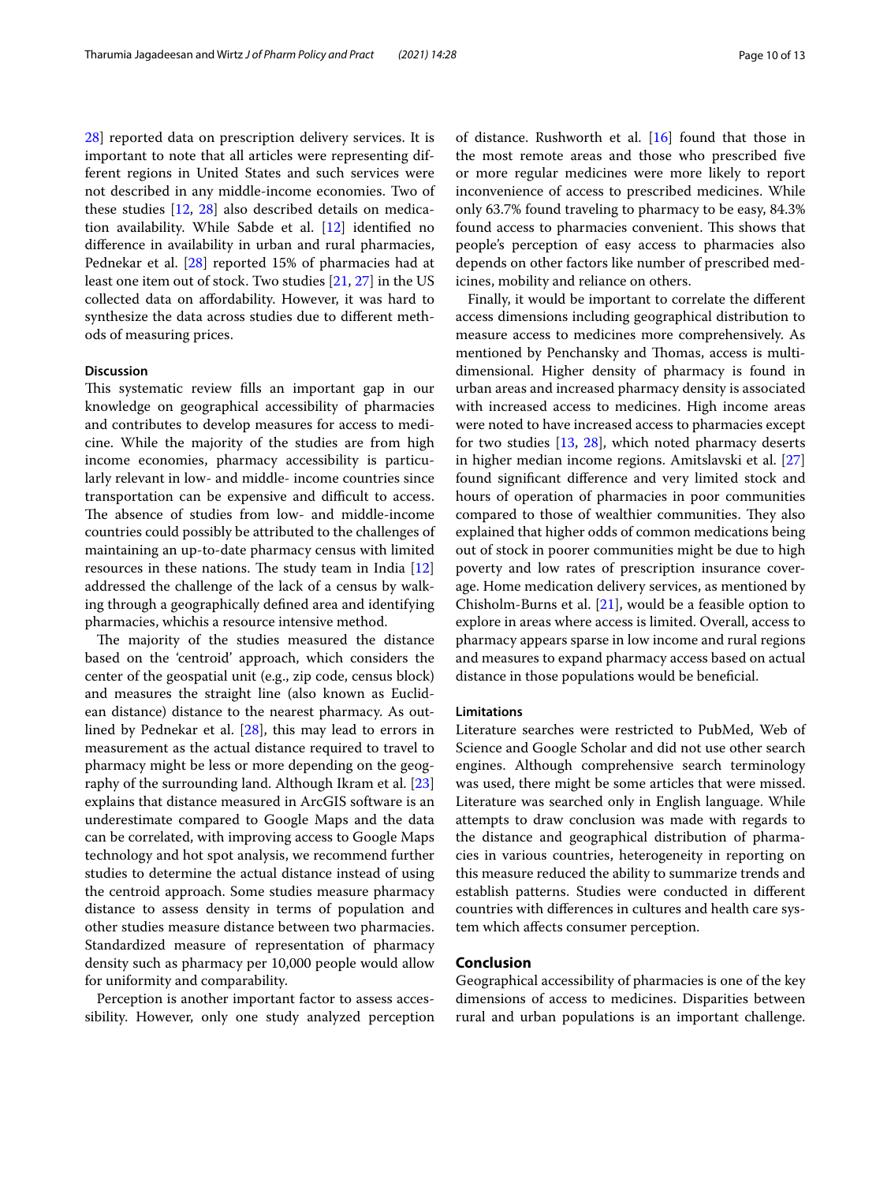28] reported data on prescription delivery services. It is important to note that all articles were representing different regions in United States and such services were not described in any middle-income economies. Two of these studies [12, 28] also described details on medication availability. While Sabde et al. [12] identified no difference in availability in urban and rural pharmacies, Pednekar et al. [28] reported 15% of pharmacies had at least one item out of stock. Two studies [21, 27] in the US collected data on affordability. However, it was hard to synthesize the data across studies due to different methods of measuring prices.

### Discussion

This systematic review fills an important gap in our knowledge on geographical accessibility of pharmacies and contributes to develop measures for access to medicine. While the majority of the studies are from high income economies, pharmacy accessibility is particularly relevant in low- and middle- income countries since transportation can be expensive and difficult to access. The absence of studies from low- and middle-income countries could possibly be attributed to the challenges of maintaining an up-to-date pharmacy census with limited resources in these nations. The study team in India [12] addressed the challenge of the lack of a census by walking through a geographically defined area and identifying pharmacies, whichis a resource intensive method.

The majority of the studies measured the distance based on the 'centroid' approach, which considers the center of the geospatial unit (e.g., zip code, census block) and measures the straight line (also known as Euclidean distance) distance to the nearest pharmacy. As outlined by Pednekar et al. [28], this may lead to errors in measurement as the actual distance required to travel to pharmacy might be less or more depending on the geography of the surrounding land. Although Ikram et al. [23] explains that distance measured in ArcGIS software is an underestimate compared to Google Maps and the data can be correlated, with improving access to Google Maps technology and hot spot analysis, we recommend further studies to determine the actual distance instead of using the centroid approach. Some studies measure pharmacy distance to assess density in terms of population and other studies measure distance between two pharmacies. Standardized measure of representation of pharmacy density such as pharmacy per 10,000 people would allow for uniformity and comparability.

Perception is another important factor to assess accessibility. However, only one study analyzed perception of distance. Rushworth et al. [16] found that those in the most remote areas and those who prescribed five or more regular medicines were more likely to report inconvenience of access to prescribed medicines. While only 63.7% found traveling to pharmacy to be easy, 84.3% found access to pharmacies convenient. This shows that people's perception of easy access to pharmacies also depends on other factors like number of prescribed medicines, mobility and reliance on others.

Finally, it would be important to correlate the different access dimensions including geographical distribution to measure access to medicines more comprehensively. As mentioned by Penchansky and Thomas, access is multidimensional. Higher density of pharmacy is found in urban areas and increased pharmacy density is associated with increased access to medicines. High income areas were noted to have increased access to pharmacies except for two studies [13, 28], which noted pharmacy deserts in higher median income regions. Amitslavski et al. [27] found significant difference and very limited stock and hours of operation of pharmacies in poor communities compared to those of wealthier communities. They also explained that higher odds of common medications being out of stock in poorer communities might be due to high poverty and low rates of prescription insurance coverage. Home medication delivery services, as mentioned by Chisholm-Burns et al. [21], would be a feasible option to explore in areas where access is limited. Overall, access to pharmacy appears sparse in low income and rural regions and measures to expand pharmacy access based on actual distance in those populations would be beneficial.

### Limitations

Literature searches were restricted to PubMed, Web of Science and Google Scholar and did not use other search engines. Although comprehensive search terminology was used, there might be some articles that were missed. Literature was searched only in English language. While attempts to draw conclusion was made with regards to the distance and geographical distribution of pharmacies in various countries, heterogeneity in reporting on this measure reduced the ability to summarize trends and establish patterns. Studies were conducted in different countries with differences in cultures and health care system which affects consumer perception.

## Conclusion

Geographical accessibility of pharmacies is one of the key dimensions of access to medicines. Disparities between rural and urban populations is an important challenge.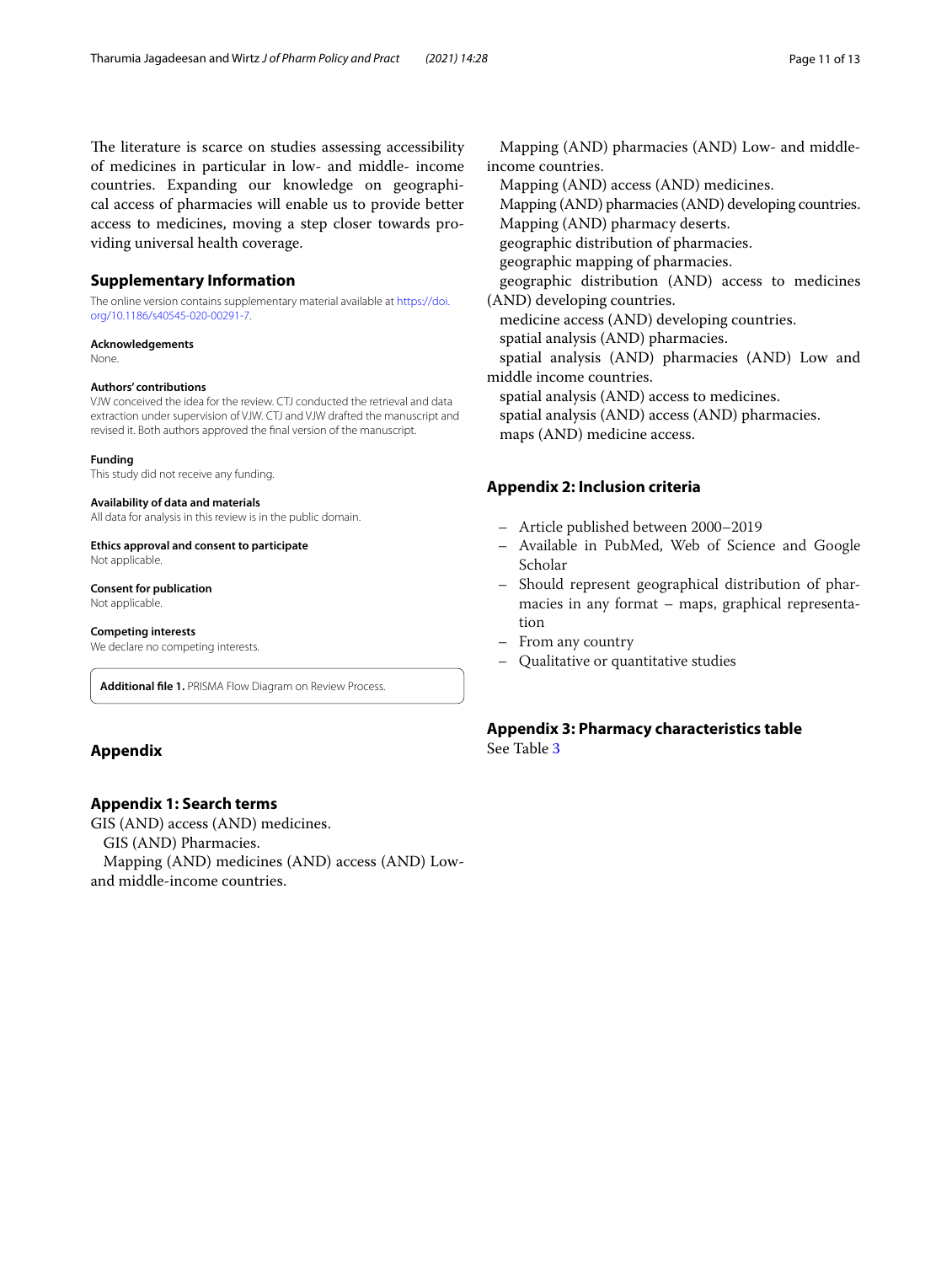The literature is scarce on studies assessing accessibility of medicines in particular in low- and middle- income countries. Expanding our knowledge on geographical access of pharmacies will enable us to provide better access to medicines, moving a step closer towards providing universal health coverage.

## Supplementary Information

The online version contains supplementary material available at https://doi.org/10.1186/s40545-020-00291-7.

**Acknowledgements**

None.

**Authors' contributions**

VJW conceived the idea for the review. CTJ conducted the retrieval and data extraction under supervision of VJW. CTJ and VJW drafted the manuscript and revised it. Both authors approved the final version of the manuscript.

**Funding**

This study did not receive any funding.

**Availability of data and materials**

All data for analysis in this review is in the public domain.

**Ethics approval and consent to participate**

Not applicable.

**Consent for publication**

Not applicable.

**Competing interests**

We declare no competing interests.

**Additional file 1.** PRISMA Flow Diagram on Review Process.

## Appendix

### Appendix 1: Search terms

GIS (AND) access (AND) medicines.

GIS (AND) Pharmacies.

Mapping (AND) medicines (AND) access (AND) Low- and middle-income countries.

Mapping (AND) pharmacies (AND) Low- and middle-income countries.

Mapping (AND) access (AND) medicines.

Mapping (AND) pharmacies (AND) developing countries.

Mapping (AND) pharmacy deserts.

geographic distribution of pharmacies.

geographic mapping of pharmacies.

geographic distribution (AND) access to medicines (AND) developing countries.

medicine access (AND) developing countries.

spatial analysis (AND) pharmacies.

spatial analysis (AND) pharmacies (AND) Low and middle income countries.

spatial analysis (AND) access to medicines.

spatial analysis (AND) access (AND) pharmacies.

maps (AND) medicine access.

### Appendix 2: Inclusion criteria

- Article published between 2000–2019
- Available in PubMed, Web of Science and Google Scholar
- Should represent geographical distribution of pharmacies in any format – maps, graphical representation
- From any country
- Qualitative or quantitative studies

### Appendix 3: Pharmacy characteristics table

See Table 3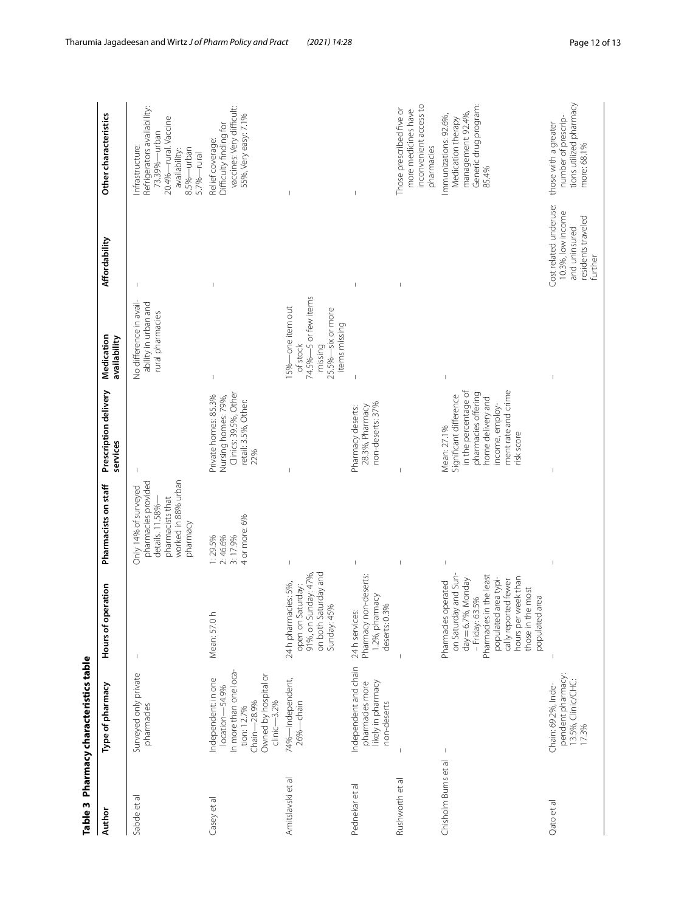**Table 3 Pharmacy characteristics table**

| Author | Type of pharmacy | Hours of operation | Pharmacists on staff | Prescription delivery services | Medication availability | Affordability | Other characteristics |
|---|---|---|---|---|---|---|---|
| Sabde et al | Surveyed only private pharmacies | – | Only 14% of surveyed pharmacies provided details. 11.58%—pharmacists that worked in 88% urban pharmacy | – | No difference in availability in urban and rural pharmacies | – | Infrastructure: Refrigerators availability: 73.39%—urban 20.4%—rural. Vaccine availability: 8.5%—urban 5.7%—rural |
| Casey et al | Independent: in one location—54.9% In more than one location: 12.7% Chain—28.9% Owned by hospital or clinic—3.2% | Mean: 57.0 h | 1: 29.5% 2: 46.6% 3: 17.9% 4 or more: 6% | Private homes: 85.3% Nursing homes: 79%, Clinics: 39.5%, Other retail: 3.5%, Other: 22% | – | – | Relief coverage: Difficulty finding for vaccines: Very difficult: 55%, Very easy: 7.1% |
| Amitslavski et al | 74%—Independent, 26%—chain | 24 h pharmacies: 5%, open on Saturday: 91%, on Sunday: 47%, on both Saturday and Sunday: 45% | – | – | 15%—one item out of stock 74.5%—5 or few items missing 25.5%—six or more items missing | – | – |
| Pednekar et al | Independent and chain pharmacies more likely in pharmacy non-deserts | 24 h services: Pharmacy non-deserts: 1.2%, pharmacy deserts: 0.3% | – | Pharmacy deserts: 28.3%, Pharmacy non-deserts: 37% | – | – | – |
| Rushworth et al | – | – | – | – | – | – | Those prescribed five or more medicines have inconvenient access to pharmacies |
| Chisholm Burns et al | – | Pharmacies operated on Saturday and Sunday = 6.7%, Monday – Friday: 63.5% Pharmacies in the least populated area typically reported fewer hours per week than those in the most populated area | – | Mean: 27.1% Significant difference in the percentage of pharmacies offering home delivery and income, employment rate and crime risk score | – | – | Immunizations: 92.6%, Medication therapy management: 92.4%, Generic drug program: 85.4% |
| Qato et al | Chain: 69.2%, Independent pharmacy: 13.5%, Clinic/CHC: 17.3% | – | – | – | – | Cost related underuse: 10.3%, low income and uninsured residents traveled further | those with a greater number of prescriptions utilized pharmacy more: 68.1% |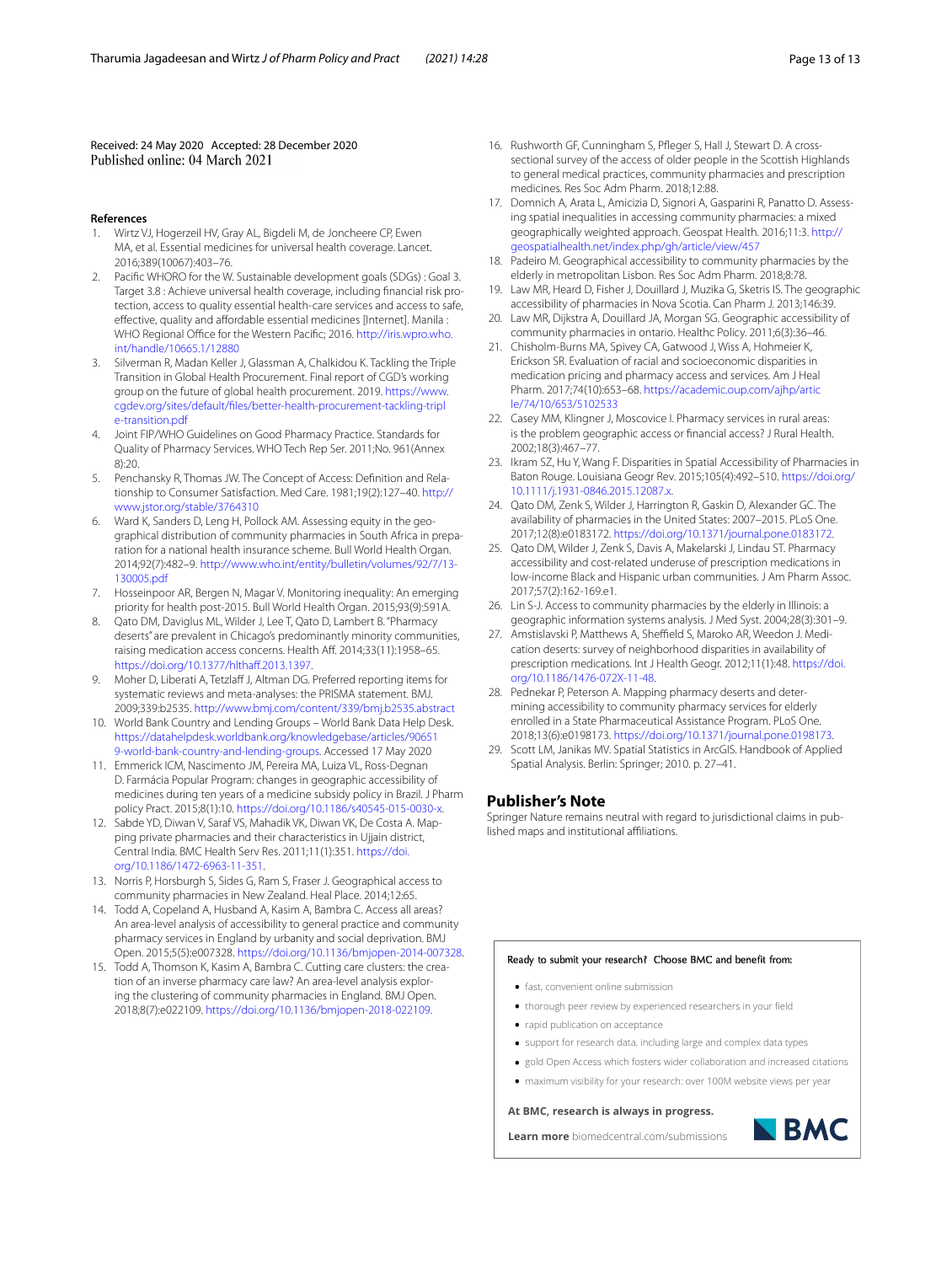Received: 24 May 2020 Accepted: 28 December 2020
Published online: 04 March 2021

## References

1. Wirtz VJ, Hogerzeil HV, Gray AL, Bigdeli M, de Joncheere CP, Ewen MA, et al. Essential medicines for universal health coverage. Lancet. 2016;389(10067):403–76.
2. Pacific WHORO for the W. Sustainable development goals (SDGs) : Goal 3. Target 3.8 : Achieve universal health coverage, including financial risk protection, access to quality essential health-care services and access to safe, effective, quality and affordable essential medicines [Internet]. Manila : WHO Regional Office for the Western Pacific; 2016. http://iris.wpro.who.int/handle/10665.1/12880
3. Silverman R, Madan Keller J, Glassman A, Chalkidou K. Tackling the Triple Transition in Global Health Procurement. Final report of CGD's working group on the future of global health procurement. 2019. https://www.cgdev.org/sites/default/files/better-health-procurement-tackling-triple-transition.pdf
4. Joint FIP/WHO Guidelines on Good Pharmacy Practice. Standards for Quality of Pharmacy Services. WHO Tech Rep Ser. 2011;No. 961(Annex 8):20.
5. Penchansky R, Thomas JW. The Concept of Access: Definition and Relationship to Consumer Satisfaction. Med Care. 1981;19(2):127–40. http://www.jstor.org/stable/3764310
6. Ward K, Sanders D, Leng H, Pollock AM. Assessing equity in the geographical distribution of community pharmacies in South Africa in preparation for a national health insurance scheme. Bull World Health Organ. 2014;92(7):482–9. http://www.who.int/entity/bulletin/volumes/92/7/13-130005.pdf
7. Hosseinpoor AR, Bergen N, Magar V. Monitoring inequality: An emerging priority for health post-2015. Bull World Health Organ. 2015;93(9):591A.
8. Qato DM, Daviglus ML, Wilder J, Lee T, Qato D, Lambert B. "Pharmacy deserts" are prevalent in Chicago's predominantly minority communities, raising medication access concerns. Health Aff. 2014;33(11):1958–65. https://doi.org/10.1377/hlthaff.2013.1397.
9. Moher D, Liberati A, Tetzlaff J, Altman DG. Preferred reporting items for systematic reviews and meta-analyses: the PRISMA statement. BMJ. 2009;339:b2535. http://www.bmj.com/content/339/bmj.b2535.abstract
10. World Bank Country and Lending Groups – World Bank Data Help Desk. https://datahelpdesk.worldbank.org/knowledgebase/articles/906519-world-bank-country-and-lending-groups. Accessed 17 May 2020
11. Emmerick ICM, Nascimento JM, Pereira MA, Luiza VL, Ross-Degnan D. Farmácia Popular Program: changes in geographic accessibility of medicines during ten years of a medicine subsidy policy in Brazil. J Pharm policy Pract. 2015;8(1):10. https://doi.org/10.1186/s40545-015-0030-x.
12. Sabde YD, Diwan V, Saraf VS, Mahadik VK, Diwan VK, De Costa A. Mapping private pharmacies and their characteristics in Ujjain district, Central India. BMC Health Serv Res. 2011;11(1):351. https://doi.org/10.1186/1472-6963-11-351.
13. Norris P, Horsburgh S, Sides G, Ram S, Fraser J. Geographical access to community pharmacies in New Zealand. Heal Place. 2014;12:65.
14. Todd A, Copeland A, Husband A, Kasim A, Bambra C. Access all areas? An area-level analysis of accessibility to general practice and community pharmacy services in England by urbanity and social deprivation. BMJ Open. 2015;5(5):e007328. https://doi.org/10.1136/bmjopen-2014-007328.
15. Todd A, Thomson K, Kasim A, Bambra C. Cutting care clusters: the creation of an inverse pharmacy care law? An area-level analysis exploring the clustering of community pharmacies in England. BMJ Open. 2018;8(7):e022109. https://doi.org/10.1136/bmjopen-2018-022109.
16. Rushworth GF, Cunningham S, Pfleger S, Hall J, Stewart D. A cross-sectional survey of the access of older people in the Scottish Highlands to general medical practices, community pharmacies and prescription medicines. Res Soc Adm Pharm. 2018;12:88.
17. Domnich A, Arata L, Amicizia D, Signori A, Gasparini R, Panatto D. Assessing spatial inequalities in accessing community pharmacies: a mixed geographically weighted approach. Geospat Health. 2016;11:3. http://geospatialhealth.net/index.php/gh/article/view/457
18. Padeiro M. Geographical accessibility to community pharmacies by the elderly in metropolitan Lisbon. Res Soc Adm Pharm. 2018;8:78.
19. Law MR, Heard D, Fisher J, Douillard J, Muzika G, Sketris IS. The geographic accessibility of pharmacies in Nova Scotia. Can Pharm J. 2013;146:39.
20. Law MR, Dijkstra A, Douillard JA, Morgan SG. Geographic accessibility of community pharmacies in ontario. Healthc Policy. 2011;6(3):36–46.
21. Chisholm-Burns MA, Spivey CA, Gatwood J, Wiss A, Hohmeier K, Erickson SR. Evaluation of racial and socioeconomic disparities in medication pricing and pharmacy access and services. Am J Heal Pharm. 2017;74(10):653–68. https://academic.oup.com/ajhp/article/74/10/653/5102533
22. Casey MM, Klingner J, Moscovice I. Pharmacy services in rural areas: is the problem geographic access or financial access? J Rural Health. 2002;18(3):467–77.
23. Ikram SZ, Hu Y, Wang F. Disparities in Spatial Accessibility of Pharmacies in Baton Rouge. Louisiana Geogr Rev. 2015;105(4):492–510. https://doi.org/10.1111/j.1931-0846.2015.12087.x.
24. Qato DM, Zenk S, Wilder J, Harrington R, Gaskin D, Alexander GC. The availability of pharmacies in the United States: 2007–2015. PLoS One. 2017;12(8):e0183172. https://doi.org/10.1371/journal.pone.0183172.
25. Qato DM, Wilder J, Zenk S, Davis A, Makelarski J, Lindau ST. Pharmacy accessibility and cost-related underuse of prescription medications in low-income Black and Hispanic urban communities. J Am Pharm Assoc. 2017;57(2):162-169.e1.
26. Lin S-J. Access to community pharmacies by the elderly in Illinois: a geographic information systems analysis. J Med Syst. 2004;28(3):301–9.
27. Amstislavski P, Matthews A, Sheffield S, Maroko AR, Weedon J. Medication deserts: survey of neighborhood disparities in availability of prescription medications. Int J Health Geogr. 2012;11(1):48. https://doi.org/10.1186/1476-072X-11-48.
28. Pednekar P, Peterson A. Mapping pharmacy deserts and determining accessibility to community pharmacy services for elderly enrolled in a State Pharmaceutical Assistance Program. PLoS One. 2018;13(6):e0198173. https://doi.org/10.1371/journal.pone.0198173.
29. Scott LM, Janikas MV. Spatial Statistics in ArcGIS. Handbook of Applied Spatial Analysis. Berlin: Springer; 2010. p. 27–41.

## Publisher's Note

Springer Nature remains neutral with regard to jurisdictional claims in published maps and institutional affiliations.

Ready to submit your research? Choose BMC and benefit from:

- fast, convenient online submission
- thorough peer review by experienced researchers in your field
- rapid publication on acceptance
- support for research data, including large and complex data types
- gold Open Access which fosters wider collaboration and increased citations
- maximum visibility for your research: over 100M website views per year

**At BMC, research is always in progress.**

**Learn more** biomedcentral.com/submissions

BMC